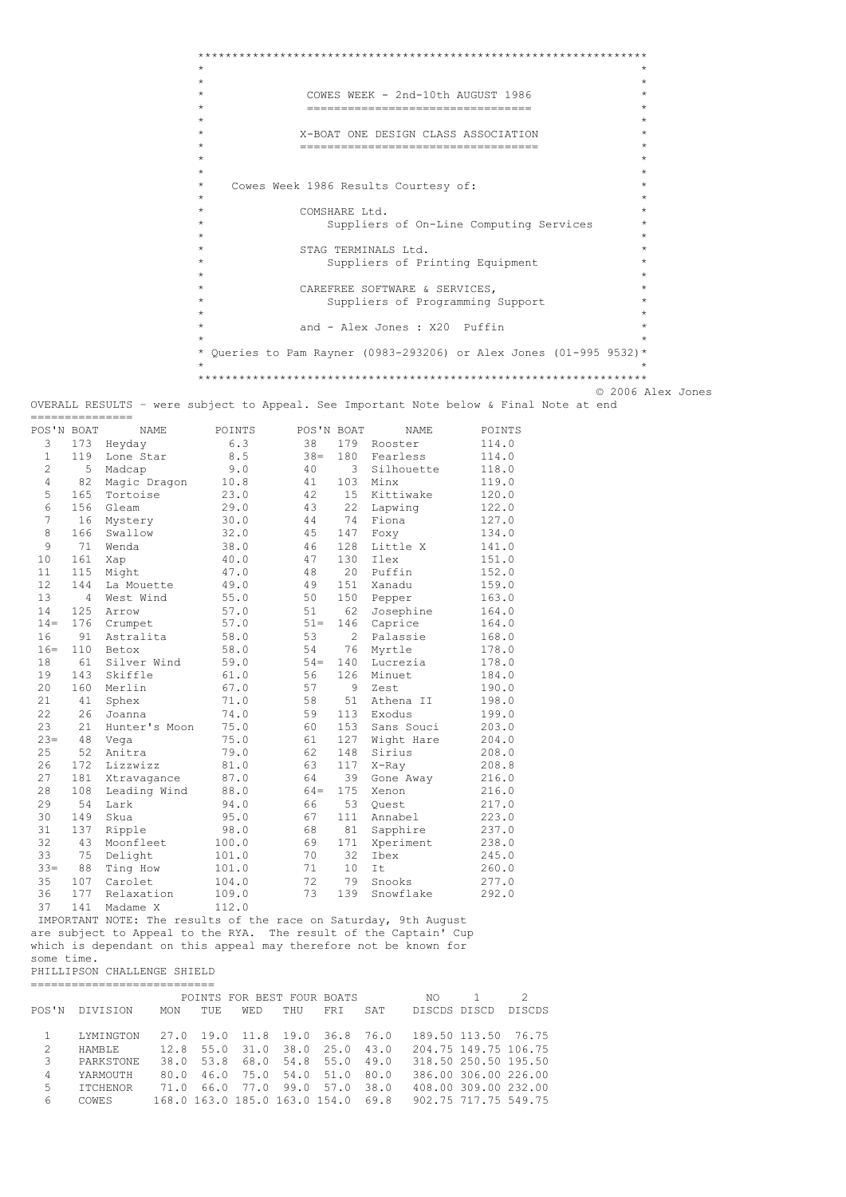# COWES WEEK - 2nd-10th AUGUST 1986

## X-BOAT ONE DESIGN CLASS ASSOCIATION

Cowes Week 1986 Results Courtesy of:

COMSHARE Ltd.
Suppliers of On-Line Computing Services

STAG TERMINALS Ltd.
Suppliers of Printing Equipment

CAREFREE SOFTWARE & SERVICES,
Suppliers of Programming Support

and - Alex Jones : X20 Puffin

Queries to Pam Rayner (0983-293206) or Alex Jones (01-995 9532)

© 2006 Alex Jones

OVERALL RESULTS - were subject to Appeal. See Important Note below & Final Note at end

| POS'N | BOAT | NAME | POINTS | POS'N | BOAT | NAME | POINTS |
|---|---|---|---|---|---|---|---|
| 3 | 173 | Heyday | 6.3 | 38 | 179 | Rooster | 114.0 |
| 1 | 119 | Lone Star | 8.5 | 38= | 180 | Fearless | 114.0 |
| 2 | 5 | Madcap | 9.0 | 40 | 3 | Silhouette | 118.0 |
| 4 | 82 | Magic Dragon | 10.8 | 41 | 103 | Minx | 119.0 |
| 5 | 165 | Tortoise | 23.0 | 42 | 15 | Kittiwake | 120.0 |
| 6 | 156 | Gleam | 29.0 | 43 | 22 | Lapwing | 122.0 |
| 7 | 16 | Mystery | 30.0 | 44 | 74 | Fiona | 127.0 |
| 8 | 166 | Swallow | 32.0 | 45 | 147 | Foxy | 134.0 |
| 9 | 71 | Wenda | 38.0 | 46 | 128 | Little X | 141.0 |
| 10 | 161 | Xap | 40.0 | 47 | 130 | Ilex | 151.0 |
| 11 | 115 | Might | 47.0 | 48 | 20 | Puffin | 152.0 |
| 12 | 144 | La Mouette | 49.0 | 49 | 151 | Xanadu | 159.0 |
| 13 | 4 | West Wind | 55.0 | 50 | 150 | Pepper | 163.0 |
| 14 | 125 | Arrow | 57.0 | 51 | 62 | Josephine | 164.0 |
| 14= | 176 | Crumpet | 57.0 | 51= | 146 | Caprice | 164.0 |
| 16 | 91 | Astralita | 58.0 | 53 | 2 | Palassie | 168.0 |
| 16= | 110 | Betox | 58.0 | 54 | 76 | Myrtle | 178.0 |
| 18 | 61 | Silver Wind | 59.0 | 54= | 140 | Lucrezia | 178.0 |
| 19 | 143 | Skiffle | 61.0 | 56 | 126 | Minuet | 184.0 |
| 20 | 160 | Merlin | 67.0 | 57 | 9 | Zest | 190.0 |
| 21 | 41 | Sphex | 71.0 | 58 | 51 | Athena II | 198.0 |
| 22 | 26 | Joanna | 74.0 | 59 | 113 | Exodus | 199.0 |
| 23 | 21 | Hunter's Moon | 75.0 | 60 | 153 | Sans Souci | 203.0 |
| 23= | 48 | Vega | 75.0 | 61 | 127 | Wight Hare | 204.0 |
| 25 | 52 | Anitra | 79.0 | 62 | 148 | Sirius | 208.0 |
| 26 | 172 | Lizzwizz | 81.0 | 63 | 117 | X-Ray | 208.8 |
| 27 | 181 | Xtravagance | 87.0 | 64 | 39 | Gone Away | 216.0 |
| 28 | 108 | Leading Wind | 88.0 | 64= | 175 | Xenon | 216.0 |
| 29 | 54 | Lark | 94.0 | 66 | 53 | Quest | 217.0 |
| 30 | 149 | Skua | 95.0 | 67 | 111 | Annabel | 223.0 |
| 31 | 137 | Ripple | 98.0 | 68 | 81 | Sapphire | 237.0 |
| 32 | 43 | Moonfleet | 100.0 | 69 | 171 | Xperiment | 238.0 |
| 33 | 75 | Delight | 101.0 | 70 | 32 | Ibex | 245.0 |
| 33= | 88 | Ting How | 101.0 | 71 | 10 | It | 260.0 |
| 35 | 107 | Carolet | 104.0 | 72 | 79 | Snooks | 277.0 |
| 36 | 177 | Relaxation | 109.0 | 73 | 139 | Snowflake | 292.0 |
| 37 | 141 | Madame X | 112.0 | | | | |

IMPORTANT NOTE: The results of the race on Saturday, 9th August are subject to Appeal to the RYA. The result of the Captain' Cup which is dependant on this appeal may therefore not be known for some time.

## PHILLIPSON CHALLENGE SHIELD

| POS'N | DIVISION | POINTS FOR BEST FOUR BOATS MON | TUE | WED | THU | FRI | SAT | NO DISCDS | 1 DISCD | 2 DISCDS |
|---|---|---|---|---|---|---|---|---|---|---|
| 1 | LYMINGTON | 27.0 | 19.0 | 11.8 | 19.0 | 36.8 | 76.0 | 189.50 | 113.50 | 76.75 |
| 2 | HAMBLE | 12.8 | 55.0 | 31.0 | 38.0 | 25.0 | 43.0 | 204.75 | 149.75 | 106.75 |
| 3 | PARKSTONE | 38.0 | 53.8 | 68.0 | 54.8 | 55.0 | 49.0 | 318.50 | 250.50 | 195.50 |
| 4 | YARMOUTH | 80.0 | 46.0 | 75.0 | 54.0 | 51.0 | 80.0 | 386.00 | 306.00 | 226.00 |
| 5 | ITCHENOR | 71.0 | 66.0 | 77.0 | 99.0 | 57.0 | 38.0 | 408.00 | 309.00 | 232.00 |
| 6 | COWES | 168.0 | 163.0 | 185.0 | 163.0 | 154.0 | 69.8 | 902.75 | 717.75 | 549.75 |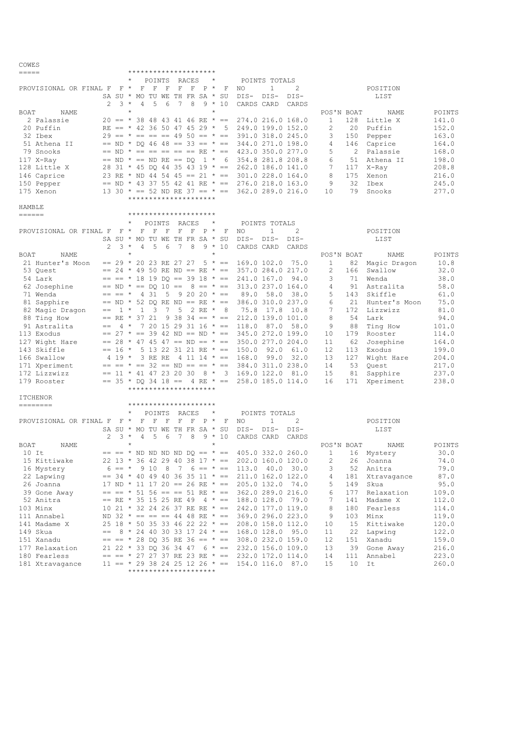## COWES

PROVISIONAL OR FINAL

| BOAT | NAME | SA 2 (F) | SU 3 (F) | MO 4 (F) | TU 5 (F) | WE 6 (F) | TH 7 (F) | FR 8 (F) | SA 9 (P) | SU 10 (F) | NO DIS-CARDS | 1 DIS-CARD | 2 DIS-CARDS |
|---|---|---|---|---|---|---|---|---|---|---|---|---|---|
| 2 | Palassie | 20 | == | 38 | 48 | 43 | 41 | 46 | RE | == | 274.0 | 216.0 | 168.0 |
| 20 | Puffin | RE | == | 42 | 36 | 50 | 47 | 45 | 29 | 5 | 249.0 | 199.0 | 152.0 |
| 32 | Ibex | 29 | == | == | == | == | 49 | 50 | == | == | 391.0 | 318.0 | 245.0 |
| 51 | Athena II | == | ND | DQ | 46 | 48 | == | 33 | == | == | 344.0 | 271.0 | 198.0 |
| 79 | Snooks | == | ND | == | == | == | == | == | RE | == | 423.0 | 350.0 | 277.0 |
| 117 | X-Ray | == | ND | == | ND | RE | == | DQ | 1 | 6 | 354.8 | 281.8 | 208.8 |
| 128 | Little X | 28 | 31 | 45 | DQ | 44 | 35 | 43 | 19 | == | 262.0 | 186.0 | 141.0 |
| 146 | Caprice | 23 | RE | ND | 44 | 54 | 45 | == | 21 | == | 301.0 | 228.0 | 164.0 |
| 150 | Pepper | == | ND | 43 | 37 | 55 | 42 | 41 | RE | == | 276.0 | 218.0 | 163.0 |
| 175 | Xenon | 13 | 30 | == | 52 | ND | RE | 37 | == | == | 362.0 | 289.0 | 216.0 |

POSITION LIST

| POS'N | BOAT | NAME | POINTS |
|---|---|---|---|
| 1 | 128 | Little X | 141.0 |
| 2 | 20 | Puffin | 152.0 |
| 3 | 150 | Pepper | 163.0 |
| 4 | 146 | Caprice | 164.0 |
| 5 | 2 | Palassie | 168.0 |
| 6 | 51 | Athena II | 198.0 |
| 7 | 117 | X-Ray | 208.8 |
| 8 | 175 | Xenon | 216.0 |
| 9 | 32 | Ibex | 245.0 |
| 10 | 79 | Snooks | 277.0 |

## HAMBLE

PROVISIONAL OR FINAL

| BOAT | NAME | SA 2 (F) | SU 3 (F) | MO 4 (F) | TU 5 (F) | WE 6 (F) | TH 7 (F) | FR 8 (F) | SA 9 (P) | SU 10 (F) | NO DIS-CARDS | 1 DIS-CARD | 2 DIS-CARDS |
|---|---|---|---|---|---|---|---|---|---|---|---|---|---|
| 21 | Hunter's Moon | == | 29 | 20 | 23 | RE | 27 | 27 | 5 | == | 169.0 | 102.0 | 75.0 |
| 53 | Quest | == | 24 | 49 | 50 | RE | ND | == | RE | == | 357.0 | 284.0 | 217.0 |
| 54 | Lark | == | == | 18 | 19 | DQ | == | 39 | 18 | == | 241.0 | 167.0 | 94.0 |
| 62 | Josephine | == | ND | == | DQ | 10 | == | 8 | == | == | 313.0 | 237.0 | 164.0 |
| 71 | Wenda | == | == | 4 | 31 | 5 | 9 | 20 | 20 | == | 89.0 | 58.0 | 38.0 |
| 81 | Sapphire | == | ND | 52 | DQ | RE | ND | == | RE | == | 386.0 | 310.0 | 237.0 |
| 82 | Magic Dragon | == | 1 | 1 | 3 | 7 | 5 | 2 | RE | 8 | 75.8 | 17.8 | 10.8 |
| 88 | Ting How | == | RE | 37 | 21 | 9 | 38 | 34 | == | == | 212.0 | 139.0 | 101.0 |
| 91 | Astralita | == | 4 | 7 | 20 | 15 | 29 | 31 | 16 | == | 118.0 | 87.0 | 58.0 |
| 113 | Exodus | == | 27 | == | 39 | 42 | ND | == | ND | == | 345.0 | 272.0 | 199.0 |
| 127 | Wight Hare | == | 28 | 47 | 45 | 47 | == | ND | == | == | 350.0 | 277.0 | 204.0 |
| 143 | Skiffle | == | 16 | 5 | 13 | 22 | 31 | 21 | RE | == | 150.0 | 92.0 | 61.0 |
| 166 | Swallow | 4 | 19 | 3 | RE | RE | 4 | 11 | 14 | == | 168.0 | 99.0 | 32.0 |
| 171 | Xperiment | == | == | == | 32 | == | ND | == | == | == | 384.0 | 311.0 | 238.0 |
| 172 | Lizzwizz | == | 11 | 41 | 47 | 23 | 20 | 30 | 8 | 3 | 169.0 | 122.0 | 81.0 |
| 179 | Rooster | == | 35 | DQ | 34 | 18 | == | 4 | RE | == | 258.0 | 185.0 | 114.0 |

POSITION LIST

| POS'N | BOAT | NAME | POINTS |
|---|---|---|---|
| 1 | 82 | Magic Dragon | 10.8 |
| 2 | 166 | Swallow | 32.0 |
| 3 | 71 | Wenda | 38.0 |
| 4 | 91 | Astralita | 58.0 |
| 5 | 143 | Skiffle | 61.0 |
| 6 | 21 | Hunter's Moon | 75.0 |
| 7 | 172 | Lizzwizz | 81.0 |
| 8 | 54 | Lark | 94.0 |
| 9 | 88 | Ting How | 101.0 |
| 10 | 179 | Rooster | 114.0 |
| 11 | 62 | Josephine | 164.0 |
| 12 | 113 | Exodus | 199.0 |
| 13 | 127 | Wight Hare | 204.0 |
| 14 | 53 | Quest | 217.0 |
| 15 | 81 | Sapphire | 237.0 |
| 16 | 171 | Xperiment | 238.0 |

## ITCHENOR

PROVISIONAL OR FINAL

| BOAT | NAME | SA 2 (F) | SU 3 (F) | MO 4 (F) | TU 5 (F) | WE 6 (F) | TH 7 (F) | FR 8 (F) | SA 9 (P) | SU 10 (F) | NO DIS-CARDS | 1 DIS-CARD | 2 DIS-CARDS |
|---|---|---|---|---|---|---|---|---|---|---|---|---|---|
| 10 | It | == | == | ND | ND | ND | ND | DQ | == | == | 405.0 | 332.0 | 260.0 |
| 15 | Kittiwake | 22 | 13 | 36 | 42 | 29 | 40 | 38 | 17 | == | 202.0 | 160.0 | 120.0 |
| 16 | Mystery | 6 | == | 9 | 10 | 8 | 7 | 6 | == | == | 113.0 | 40.0 | 30.0 |
| 22 | Lapwing | == | 34 | 40 | 49 | 40 | 36 | 35 | 11 | == | 211.0 | 162.0 | 122.0 |
| 26 | Joanna | 17 | ND | 11 | 17 | 20 | == | 26 | RE | == | 205.0 | 132.0 | 74.0 |
| 39 | Gone Away | == | == | 51 | 56 | == | == | 51 | RE | == | 362.0 | 289.0 | 216.0 |
| 52 | Anitra | == | RE | 35 | 15 | 25 | RE | 49 | 4 | == | 188.0 | 128.0 | 79.0 |
| 103 | Minx | 10 | 21 | 32 | 24 | 26 | 37 | RE | RE | == | 242.0 | 177.0 | 119.0 |
| 111 | Annabel | ND | 32 | == | == | == | 44 | 48 | RE | == | 369.0 | 296.0 | 223.0 |
| 141 | Madame X | 25 | 18 | 50 | 35 | 33 | 46 | 22 | 22 | == | 208.0 | 158.0 | 112.0 |
| 149 | Skua | == | 8 | 24 | 40 | 30 | 33 | 17 | 24 | == | 168.0 | 128.0 | 95.0 |
| 151 | Xanadu | == | == | 28 | DQ | 35 | RE | 36 | == | == | 308.0 | 232.0 | 159.0 |
| 177 | Relaxation | 21 | 22 | 33 | DQ | 36 | 34 | 47 | 6 | == | 232.0 | 156.0 | 109.0 |
| 180 | Fearless | == | == | 27 | 27 | 37 | RE | 23 | RE | == | 232.0 | 172.0 | 114.0 |
| 181 | Xtravagance | 11 | == | 29 | 38 | 24 | 25 | 12 | 26 | == | 154.0 | 116.0 | 87.0 |

POSITION LIST

| POS'N | BOAT | NAME | POINTS |
|---|---|---|---|
| 1 | 16 | Mystery | 30.0 |
| 2 | 26 | Joanna | 74.0 |
| 3 | 52 | Anitra | 79.0 |
| 4 | 181 | Xtravagance | 87.0 |
| 5 | 149 | Skua | 95.0 |
| 6 | 177 | Relaxation | 109.0 |
| 7 | 141 | Madame X | 112.0 |
| 8 | 180 | Fearless | 114.0 |
| 9 | 103 | Minx | 119.0 |
| 10 | 15 | Kittiwake | 120.0 |
| 11 | 22 | Lapwing | 122.0 |
| 12 | 151 | Xanadu | 159.0 |
| 13 | 39 | Gone Away | 216.0 |
| 14 | 111 | Annabel | 223.0 |
| 15 | 10 | It | 260.0 |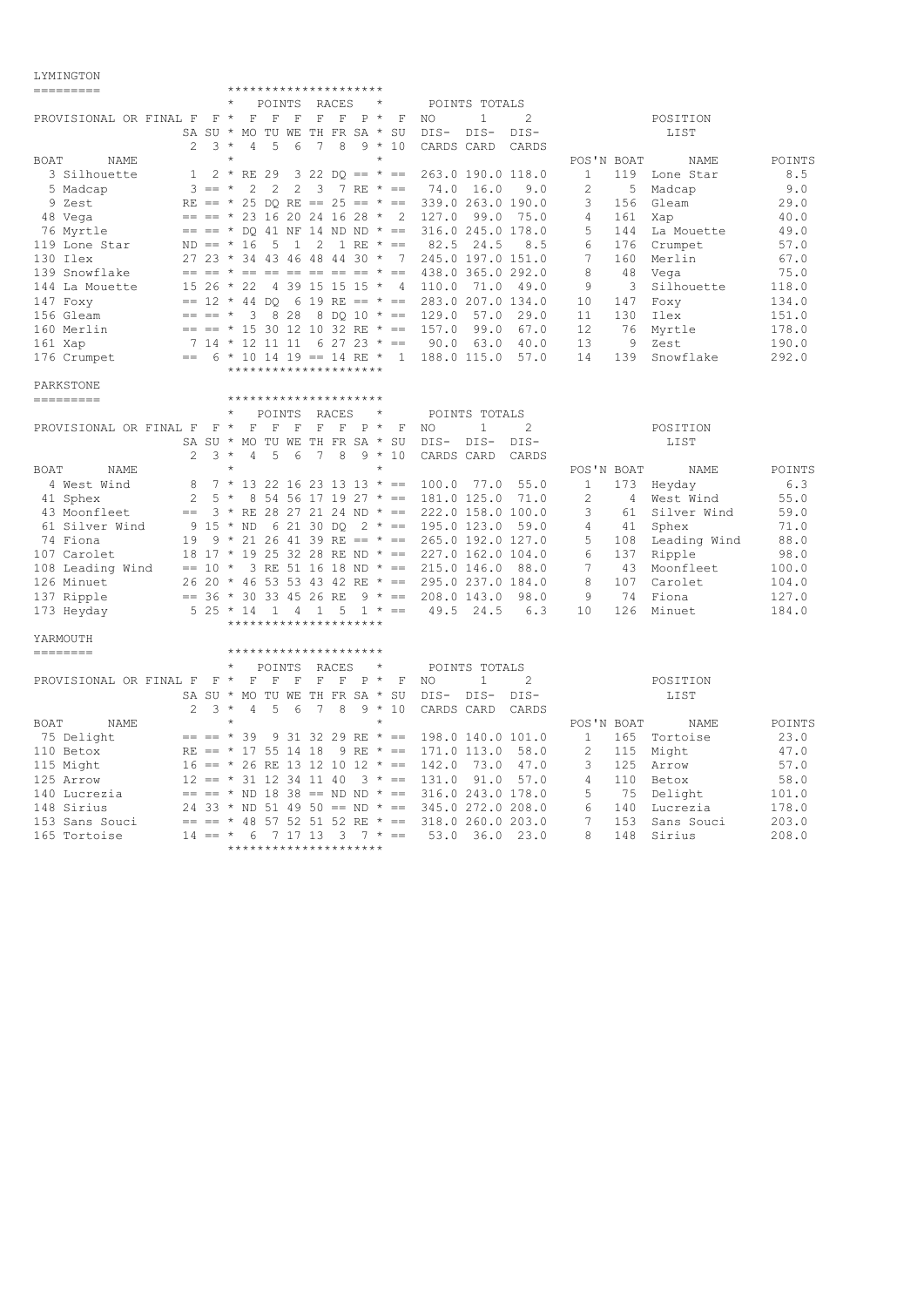## LYMINGTON

POINTS RACES / POINTS TOTALS

| BOAT | NAME | F SA 2 | F SU 3 | F MO 4 | F TU 5 | F WE 6 | F TH 7 | F FR 8 | P SA 9 | F SU 10 | NO DIS-CARDS | 1 DIS-CARD | 2 DIS-CARDS |
|---|---|---|---|---|---|---|---|---|---|---|---|---|---|
| 3 | Silhouette | 1 | 2 | RE | 29 | 3 | 22 | DQ | == | == | 263.0 | 190.0 | 118.0 |
| 5 | Madcap | 3 | == | 2 | 2 | 2 | 3 | 7 | RE | == | 74.0 | 16.0 | 9.0 |
| 9 | Zest | RE | == | 25 | DQ | RE | == | 25 | == | == | 339.0 | 263.0 | 190.0 |
| 48 | Vega | == | == | 23 | 16 | 20 | 24 | 16 | 28 | 2 | 127.0 | 99.0 | 75.0 |
| 76 | Myrtle | == | == | DQ | 41 | NF | 14 | ND | ND | == | 316.0 | 245.0 | 178.0 |
| 119 | Lone Star | ND | == | 16 | 5 | 1 | 2 | 1 | RE | == | 82.5 | 24.5 | 8.5 |
| 130 | Ilex | 27 | 23 | 34 | 43 | 46 | 48 | 44 | 30 | 7 | 245.0 | 197.0 | 151.0 |
| 139 | Snowflake | == | == | == | == | == | == | == | == | == | 438.0 | 365.0 | 292.0 |
| 144 | La Mouette | 15 | 26 | 22 | 4 | 39 | 15 | 15 | 15 | 4 | 110.0 | 71.0 | 49.0 |
| 147 | Foxy | == | 12 | 44 | DQ | 6 | 19 | RE | == | == | 283.0 | 207.0 | 134.0 |
| 156 | Gleam | == | == | 3 | 8 | 28 | 8 | DQ | 10 | == | 129.0 | 57.0 | 29.0 |
| 160 | Merlin | == | == | 15 | 30 | 12 | 10 | 32 | RE | == | 157.0 | 99.0 | 67.0 |
| 161 | Xap | 7 | 14 | 12 | 11 | 11 | 6 | 27 | 23 | == | 90.0 | 63.0 | 40.0 |
| 176 | Crumpet | == | 6 | 10 | 14 | 19 | == | 14 | RE | 1 | 188.0 | 115.0 | 57.0 |

POSITION LIST

| POS'N | BOAT | NAME | POINTS |
|---|---|---|---|
| 1 | 119 | Lone Star | 8.5 |
| 2 | 5 | Madcap | 9.0 |
| 3 | 156 | Gleam | 29.0 |
| 4 | 161 | Xap | 40.0 |
| 5 | 144 | La Mouette | 49.0 |
| 6 | 176 | Crumpet | 57.0 |
| 7 | 160 | Merlin | 67.0 |
| 8 | 48 | Vega | 75.0 |
| 9 | 3 | Silhouette | 118.0 |
| 10 | 147 | Foxy | 134.0 |
| 11 | 130 | Ilex | 151.0 |
| 12 | 76 | Myrtle | 178.0 |
| 13 | 9 | Zest | 190.0 |
| 14 | 139 | Snowflake | 292.0 |

## PARKSTONE

POINTS RACES / POINTS TOTALS

| BOAT | NAME | F SA 2 | F SU 3 | F MO 4 | F TU 5 | F WE 6 | F TH 7 | F FR 8 | P SA 9 | F SU 10 | NO DIS-CARDS | 1 DIS-CARD | 2 DIS-CARDS |
|---|---|---|---|---|---|---|---|---|---|---|---|---|---|
| 4 | West Wind | 8 | 7 | 13 | 22 | 16 | 23 | 13 | 13 | == | 100.0 | 77.0 | 55.0 |
| 41 | Sphex | 2 | 5 | 8 | 54 | 56 | 17 | 19 | 27 | == | 181.0 | 125.0 | 71.0 |
| 43 | Moonfleet | == | 3 | RE | 28 | 27 | 21 | 24 | ND | == | 222.0 | 158.0 | 100.0 |
| 61 | Silver Wind | 9 | 15 | ND | 6 | 21 | 30 | DQ | 2 | == | 195.0 | 123.0 | 59.0 |
| 74 | Fiona | 19 | 9 | 21 | 26 | 41 | 39 | RE | == | == | 265.0 | 192.0 | 127.0 |
| 107 | Carolet | 18 | 17 | 19 | 25 | 32 | 28 | RE | ND | == | 227.0 | 162.0 | 104.0 |
| 108 | Leading Wind | == | 10 | 3 | RE | 51 | 16 | 18 | ND | == | 215.0 | 146.0 | 88.0 |
| 126 | Minuet | 26 | 20 | 46 | 53 | 53 | 43 | 42 | RE | == | 295.0 | 237.0 | 184.0 |
| 137 | Ripple | == | 36 | 30 | 33 | 45 | 26 | RE | 9 | == | 208.0 | 143.0 | 98.0 |
| 173 | Heyday | 5 | 25 | 14 | 1 | 4 | 1 | 5 | 1 | == | 49.5 | 24.5 | 6.3 |

POSITION LIST

| POS'N | BOAT | NAME | POINTS |
|---|---|---|---|
| 1 | 173 | Heyday | 6.3 |
| 2 | 4 | West Wind | 55.0 |
| 3 | 61 | Silver Wind | 59.0 |
| 4 | 41 | Sphex | 71.0 |
| 5 | 108 | Leading Wind | 88.0 |
| 6 | 137 | Ripple | 98.0 |
| 7 | 43 | Moonfleet | 100.0 |
| 8 | 107 | Carolet | 104.0 |
| 9 | 74 | Fiona | 127.0 |
| 10 | 126 | Minuet | 184.0 |

## YARMOUTH

POINTS RACES / POINTS TOTALS

| BOAT | NAME | F SA 2 | F SU 3 | F MO 4 | F TU 5 | F WE 6 | F TH 7 | F FR 8 | P SA 9 | F SU 10 | NO DIS-CARDS | 1 DIS-CARD | 2 DIS-CARDS |
|---|---|---|---|---|---|---|---|---|---|---|---|---|---|
| 75 | Delight | == | == | 39 | 9 | 31 | 32 | 29 | RE | == | 198.0 | 140.0 | 101.0 |
| 110 | Betox | RE | == | 17 | 55 | 14 | 18 | 9 | RE | == | 171.0 | 113.0 | 58.0 |
| 115 | Might | 16 | == | 26 | RE | 13 | 12 | 10 | 12 | == | 142.0 | 73.0 | 47.0 |
| 125 | Arrow | 12 | == | 31 | 12 | 34 | 11 | 40 | 3 | == | 131.0 | 91.0 | 57.0 |
| 140 | Lucrezia | == | == | ND | 18 | 38 | == | ND | ND | == | 316.0 | 243.0 | 178.0 |
| 148 | Sirius | 24 | 33 | ND | 51 | 49 | 50 | == | ND | == | 345.0 | 272.0 | 208.0 |
| 153 | Sans Souci | == | == | 48 | 57 | 52 | 51 | 52 | RE | == | 318.0 | 260.0 | 203.0 |
| 165 | Tortoise | 14 | == | 6 | 7 | 17 | 13 | 3 | 7 | == | 53.0 | 36.0 | 23.0 |

POSITION LIST

| POS'N | BOAT | NAME | POINTS |
|---|---|---|---|
| 1 | 165 | Tortoise | 23.0 |
| 2 | 115 | Might | 47.0 |
| 3 | 125 | Arrow | 57.0 |
| 4 | 110 | Betox | 58.0 |
| 5 | 75 | Delight | 101.0 |
| 6 | 140 | Lucrezia | 178.0 |
| 7 | 153 | Sans Souci | 203.0 |
| 8 | 148 | Sirius | 208.0 |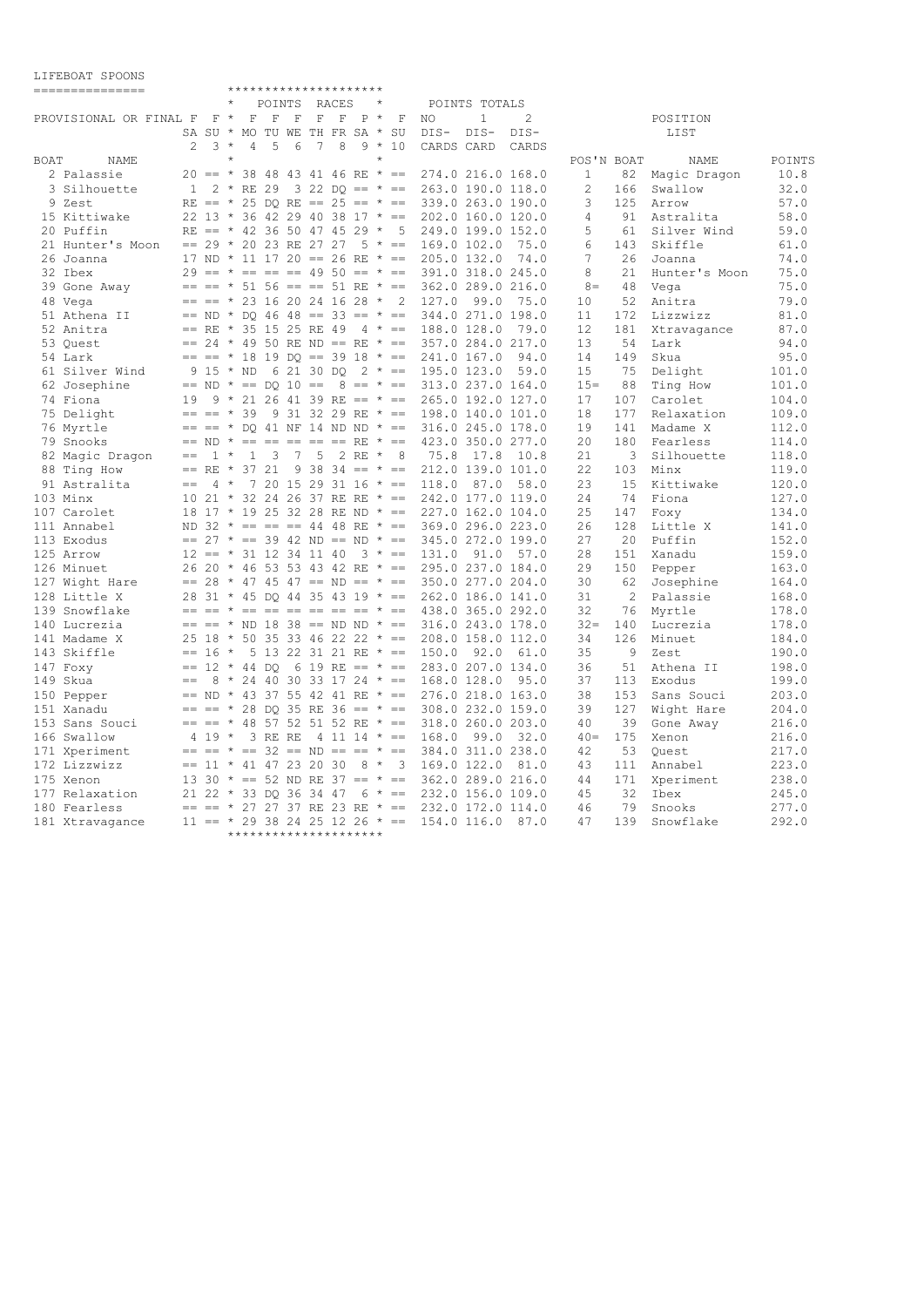# LIFEBOAT SPOONS

PROVISIONAL OR FINAL

| BOAT | NAME | F SA 2 | F SU 3 | F MO 4 | F TU 5 | F WE 6 | F TH 7 | F FR 8 | P SA 9 | F SU 10 | NO DIS-CARDS | 1 DIS-CARD | 2 DIS-CARDS |
|---|---|---|---|---|---|---|---|---|---|---|---|---|---|
| 2 | Palassie | 20 | == | 38 | 48 | 43 | 41 | 46 | RE | == | 274.0 | 216.0 | 168.0 |
| 3 | Silhouette | 1 | 2 | RE | 29 | 3 | 22 | DQ | == | == | 263.0 | 190.0 | 118.0 |
| 9 | Zest | RE | == | 25 | DQ | RE | == | 25 | == | == | 339.0 | 263.0 | 190.0 |
| 15 | Kittiwake | 22 | 13 | 36 | 42 | 29 | 40 | 38 | 17 | == | 202.0 | 160.0 | 120.0 |
| 20 | Puffin | RE | == | 42 | 36 | 50 | 47 | 45 | 29 | 5 | 249.0 | 199.0 | 152.0 |
| 21 | Hunter's Moon | == | 29 | 20 | 23 | RE | 27 | 27 | 5 | == | 169.0 | 102.0 | 75.0 |
| 26 | Joanna | 17 | ND | 11 | 17 | 20 | == | 26 | RE | == | 205.0 | 132.0 | 74.0 |
| 32 | Ibex | 29 | == | == | == | == | 49 | 50 | == | == | 391.0 | 318.0 | 245.0 |
| 39 | Gone Away | == | == | 51 | 56 | == | == | 51 | RE | == | 362.0 | 289.0 | 216.0 |
| 48 | Vega | == | == | 23 | 16 | 20 | 24 | 16 | 28 | 2 | 127.0 | 99.0 | 75.0 |
| 51 | Athena II | == | ND | DQ | 46 | 48 | == | 33 | == | == | 344.0 | 271.0 | 198.0 |
| 52 | Anitra | == | RE | 35 | 15 | 25 | RE | 49 | 4 | == | 188.0 | 128.0 | 79.0 |
| 53 | Quest | == | 24 | 49 | 50 | RE | ND | == | RE | == | 357.0 | 284.0 | 217.0 |
| 54 | Lark | == | == | 18 | 19 | DQ | == | 39 | 18 | == | 241.0 | 167.0 | 94.0 |
| 61 | Silver Wind | 9 | 15 | ND | 6 | 21 | 30 | DQ | 2 | == | 195.0 | 123.0 | 59.0 |
| 62 | Josephine | == | ND | == | DQ | 10 | == | 8 | == | == | 313.0 | 237.0 | 164.0 |
| 74 | Fiona | 19 | 9 | 21 | 26 | 41 | 39 | RE | == | == | 265.0 | 192.0 | 127.0 |
| 75 | Delight | == | == | 39 | 9 | 31 | 32 | 29 | RE | == | 198.0 | 140.0 | 101.0 |
| 76 | Myrtle | == | == | DQ | 41 | NF | 14 | ND | ND | == | 316.0 | 245.0 | 178.0 |
| 79 | Snooks | == | ND | == | == | == | == | == | RE | == | 423.0 | 350.0 | 277.0 |
| 82 | Magic Dragon | == | 1 | 1 | 3 | 7 | 5 | 2 | RE | 8 | 75.8 | 17.8 | 10.8 |
| 88 | Ting How | == | RE | 37 | 21 | 9 | 38 | 34 | == | == | 212.0 | 139.0 | 101.0 |
| 91 | Astralita | == | 4 | 7 | 20 | 15 | 29 | 31 | 16 | == | 118.0 | 87.0 | 58.0 |
| 103 | Minx | 10 | 21 | 32 | 24 | 26 | 37 | RE | RE | == | 242.0 | 177.0 | 119.0 |
| 107 | Carolet | 18 | 17 | 19 | 25 | 32 | 28 | RE | ND | == | 227.0 | 162.0 | 104.0 |
| 111 | Annabel | ND | 32 | == | == | == | 44 | 48 | RE | == | 369.0 | 296.0 | 223.0 |
| 113 | Exodus | == | 27 | == | 39 | 42 | ND | == | ND | == | 345.0 | 272.0 | 199.0 |
| 125 | Arrow | 12 | == | 31 | 12 | 34 | 11 | 40 | 3 | == | 131.0 | 91.0 | 57.0 |
| 126 | Minuet | 26 | 20 | 46 | 53 | 53 | 43 | 42 | RE | == | 295.0 | 237.0 | 184.0 |
| 127 | Wight Hare | == | 28 | 47 | 45 | 47 | == | ND | == | == | 350.0 | 277.0 | 204.0 |
| 128 | Little X | 28 | 31 | 45 | DQ | 44 | 35 | 43 | 19 | == | 262.0 | 186.0 | 141.0 |
| 139 | Snowflake | == | == | == | == | == | == | == | == | == | 438.0 | 365.0 | 292.0 |
| 140 | Lucrezia | == | == | ND | 18 | 38 | == | ND | ND | == | 316.0 | 243.0 | 178.0 |
| 141 | Madame X | 25 | 18 | 50 | 35 | 33 | 46 | 22 | 22 | == | 208.0 | 158.0 | 112.0 |
| 143 | Skiffle | == | 16 | 5 | 13 | 22 | 31 | 21 | RE | == | 150.0 | 92.0 | 61.0 |
| 147 | Foxy | == | 12 | 44 | DQ | 6 | 19 | RE | == | == | 283.0 | 207.0 | 134.0 |
| 149 | Skua | == | 8 | 24 | 40 | 30 | 33 | 17 | 24 | == | 168.0 | 128.0 | 95.0 |
| 150 | Pepper | == | ND | 43 | 37 | 55 | 42 | 41 | RE | == | 276.0 | 218.0 | 163.0 |
| 151 | Xanadu | == | == | 28 | DQ | 35 | RE | 36 | == | == | 308.0 | 232.0 | 159.0 |
| 153 | Sans Souci | == | == | 48 | 57 | 52 | 51 | 52 | RE | == | 318.0 | 260.0 | 203.0 |
| 166 | Swallow | 4 | 19 | 3 | RE | RE | 4 | 11 | 14 | == | 168.0 | 99.0 | 32.0 |
| 171 | Xperiment | == | == | == | 32 | == | ND | == | == | == | 384.0 | 311.0 | 238.0 |
| 172 | Lizzwizz | == | 11 | 41 | 47 | 23 | 20 | 30 | 8 | 3 | 169.0 | 122.0 | 81.0 |
| 175 | Xenon | 13 | 30 | == | 52 | ND | RE | 37 | == | == | 362.0 | 289.0 | 216.0 |
| 177 | Relaxation | 21 | 22 | 33 | DQ | 36 | 34 | 47 | 6 | == | 232.0 | 156.0 | 109.0 |
| 180 | Fearless | == | == | 27 | 27 | 37 | RE | 23 | RE | == | 232.0 | 172.0 | 114.0 |
| 181 | Xtravagance | 11 | == | 29 | 38 | 24 | 25 | 12 | 26 | == | 154.0 | 116.0 | 87.0 |

## POSITION LIST

| POS'N | BOAT | NAME | POINTS |
|---|---|---|---|
| 1 | 82 | Magic Dragon | 10.8 |
| 2 | 166 | Swallow | 32.0 |
| 3 | 125 | Arrow | 57.0 |
| 4 | 91 | Astralita | 58.0 |
| 5 | 61 | Silver Wind | 59.0 |
| 6 | 143 | Skiffle | 61.0 |
| 7 | 26 | Joanna | 74.0 |
| 8 | 21 | Hunter's Moon | 75.0 |
| 8= | 48 | Vega | 75.0 |
| 10 | 52 | Anitra | 79.0 |
| 11 | 172 | Lizzwizz | 81.0 |
| 12 | 181 | Xtravagance | 87.0 |
| 13 | 54 | Lark | 94.0 |
| 14 | 149 | Skua | 95.0 |
| 15 | 75 | Delight | 101.0 |
| 15= | 88 | Ting How | 101.0 |
| 17 | 107 | Carolet | 104.0 |
| 18 | 177 | Relaxation | 109.0 |
| 19 | 141 | Madame X | 112.0 |
| 20 | 180 | Fearless | 114.0 |
| 21 | 3 | Silhouette | 118.0 |
| 22 | 103 | Minx | 119.0 |
| 23 | 15 | Kittiwake | 120.0 |
| 24 | 74 | Fiona | 127.0 |
| 25 | 147 | Foxy | 134.0 |
| 26 | 128 | Little X | 141.0 |
| 27 | 20 | Puffin | 152.0 |
| 28 | 151 | Xanadu | 159.0 |
| 29 | 150 | Pepper | 163.0 |
| 30 | 62 | Josephine | 164.0 |
| 31 | 2 | Palassie | 168.0 |
| 32 | 76 | Myrtle | 178.0 |
| 32= | 140 | Lucrezia | 178.0 |
| 34 | 126 | Minuet | 184.0 |
| 35 | 9 | Zest | 190.0 |
| 36 | 51 | Athena II | 198.0 |
| 37 | 113 | Exodus | 199.0 |
| 38 | 153 | Sans Souci | 203.0 |
| 39 | 127 | Wight Hare | 204.0 |
| 40 | 39 | Gone Away | 216.0 |
| 40= | 175 | Xenon | 216.0 |
| 42 | 53 | Quest | 217.0 |
| 43 | 111 | Annabel | 223.0 |
| 44 | 171 | Xperiment | 238.0 |
| 45 | 32 | Ibex | 245.0 |
| 46 | 79 | Snooks | 277.0 |
| 47 | 139 | Snowflake | 292.0 |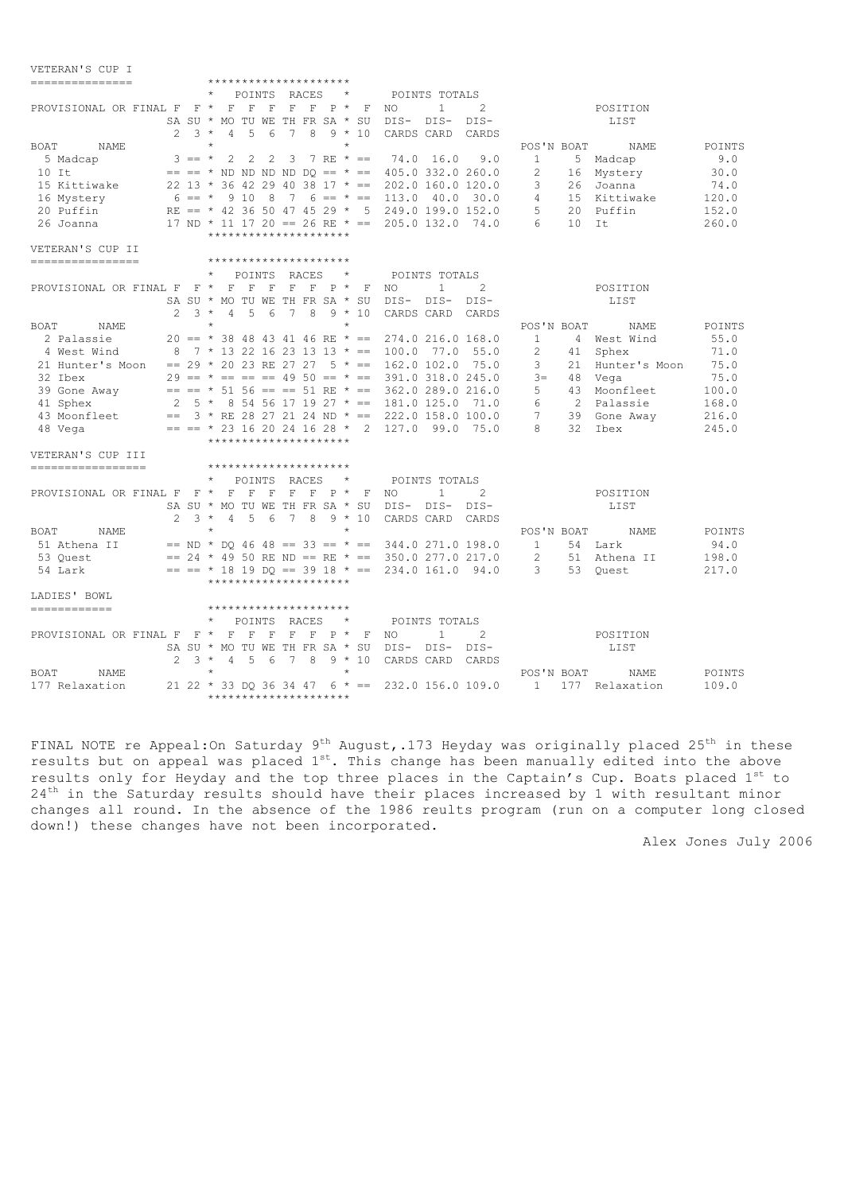## VETERAN'S CUP I

PROVISIONAL OR FINAL F

| BOAT | NAME | F SA 2 | F SU 3 | F MO 4 | F TU 5 | F WE 6 | F TH 7 | F FR 8 | P SA 9 | F SU 10 | NO DIS-CARDS | 1 DIS-CARD | 2 DIS-CARDS |
|---|---|---|---|---|---|---|---|---|---|---|---|---|---|
| 5 | Madcap | 3 | == | 2 | 2 | 2 | 3 | 7 | RE | == | 74.0 | 16.0 | 9.0 |
| 10 | It | == | == | ND | ND | ND | ND | DQ | == | == | 405.0 | 332.0 | 260.0 |
| 15 | Kittiwake | 22 | 13 | 36 | 42 | 29 | 40 | 38 | 17 | == | 202.0 | 160.0 | 120.0 |
| 16 | Mystery | 6 | == | 9 | 10 | 8 | 7 | 6 | == | == | 113.0 | 40.0 | 30.0 |
| 20 | Puffin | RE | == | 42 | 36 | 50 | 47 | 45 | 29 | 5 | 249.0 | 199.0 | 152.0 |
| 26 | Joanna | 17 | ND | 11 | 17 | 20 | == | 26 | RE | == | 205.0 | 132.0 | 74.0 |

POSITION LIST

| POS'N | BOAT | NAME | POINTS |
|---|---|---|---|
| 1 | 5 | Madcap | 9.0 |
| 2 | 16 | Mystery | 30.0 |
| 3 | 26 | Joanna | 74.0 |
| 4 | 15 | Kittiwake | 120.0 |
| 5 | 20 | Puffin | 152.0 |
| 6 | 10 | It | 260.0 |

## VETERAN'S CUP II

PROVISIONAL OR FINAL F

| BOAT | NAME | F SA 2 | F SU 3 | F MO 4 | F TU 5 | F WE 6 | F TH 7 | F FR 8 | P SA 9 | F SU 10 | NO DIS-CARDS | 1 DIS-CARD | 2 DIS-CARDS |
|---|---|---|---|---|---|---|---|---|---|---|---|---|---|
| 2 | Palassie | 20 | == | 38 | 48 | 43 | 41 | 46 | RE | == | 274.0 | 216.0 | 168.0 |
| 4 | West Wind | 8 | 7 | 13 | 22 | 16 | 23 | 13 | 13 | == | 100.0 | 77.0 | 55.0 |
| 21 | Hunter's Moon | == | 29 | 20 | 23 | RE | 27 | 27 | 5 | == | 162.0 | 102.0 | 75.0 |
| 32 | Ibex | 29 | == | == | == | == | 49 | 50 | == | == | 391.0 | 318.0 | 245.0 |
| 39 | Gone Away | == | == | 51 | 56 | == | == | 51 | RE | == | 362.0 | 289.0 | 216.0 |
| 41 | Sphex | 2 | 5 | 8 | 54 | 56 | 17 | 19 | 27 | == | 181.0 | 125.0 | 71.0 |
| 43 | Moonfleet | == | 3 | RE | 28 | 27 | 21 | 24 | ND | == | 222.0 | 158.0 | 100.0 |
| 48 | Vega | == | == | 23 | 16 | 20 | 24 | 16 | 28 | 2 | 127.0 | 99.0 | 75.0 |

POSITION LIST

| POS'N | BOAT | NAME | POINTS |
|---|---|---|---|
| 1 | 4 | West Wind | 55.0 |
| 2 | 41 | Sphex | 71.0 |
| 3 | 21 | Hunter's Moon | 75.0 |
| 3= | 48 | Vega | 75.0 |
| 5 | 43 | Moonfleet | 100.0 |
| 6 | 2 | Palassie | 168.0 |
| 7 | 39 | Gone Away | 216.0 |
| 8 | 32 | Ibex | 245.0 |

## VETERAN'S CUP III

PROVISIONAL OR FINAL F

| BOAT | NAME | F SA 2 | F SU 3 | F MO 4 | F TU 5 | F WE 6 | F TH 7 | F FR 8 | P SA 9 | F SU 10 | NO DIS-CARDS | 1 DIS-CARD | 2 DIS-CARDS |
|---|---|---|---|---|---|---|---|---|---|---|---|---|---|
| 51 | Athena II | == | ND | DQ | 46 | 48 | == | 33 | == | == | 344.0 | 271.0 | 198.0 |
| 53 | Quest | == | 24 | 49 | 50 | RE | ND | == | RE | == | 350.0 | 277.0 | 217.0 |
| 54 | Lark | == | == | 18 | 19 | DQ | == | 39 | 18 | == | 234.0 | 161.0 | 94.0 |

POSITION LIST

| POS'N | BOAT | NAME | POINTS |
|---|---|---|---|
| 1 | 54 | Lark | 94.0 |
| 2 | 51 | Athena II | 198.0 |
| 3 | 53 | Quest | 217.0 |

## LADIES' BOWL

PROVISIONAL OR FINAL F

| BOAT | NAME | F SA 2 | F SU 3 | F MO 4 | F TU 5 | F WE 6 | F TH 7 | F FR 8 | P SA 9 | F SU 10 | NO DIS-CARDS | 1 DIS-CARD | 2 DIS-CARDS |
|---|---|---|---|---|---|---|---|---|---|---|---|---|---|
| 177 | Relaxation | 21 | 22 | 33 | DQ | 36 | 34 | 47 | 6 | == | 232.0 | 156.0 | 109.0 |

POSITION LIST

| POS'N | BOAT | NAME | POINTS |
|---|---|---|---|
| 1 | 177 | Relaxation | 109.0 |

FINAL NOTE re Appeal:On Saturday 9th August,.173 Heyday was originally placed 25th in these results but on appeal was placed 1st. This change has been manually edited into the above results only for Heyday and the top three places in the Captain's Cup. Boats placed 1st to 24th in the Saturday results should have their places increased by 1 with resultant minor changes all round. In the absence of the 1986 reults program (run on a computer long closed down!) these changes have not been incorporated.

Alex Jones July 2006